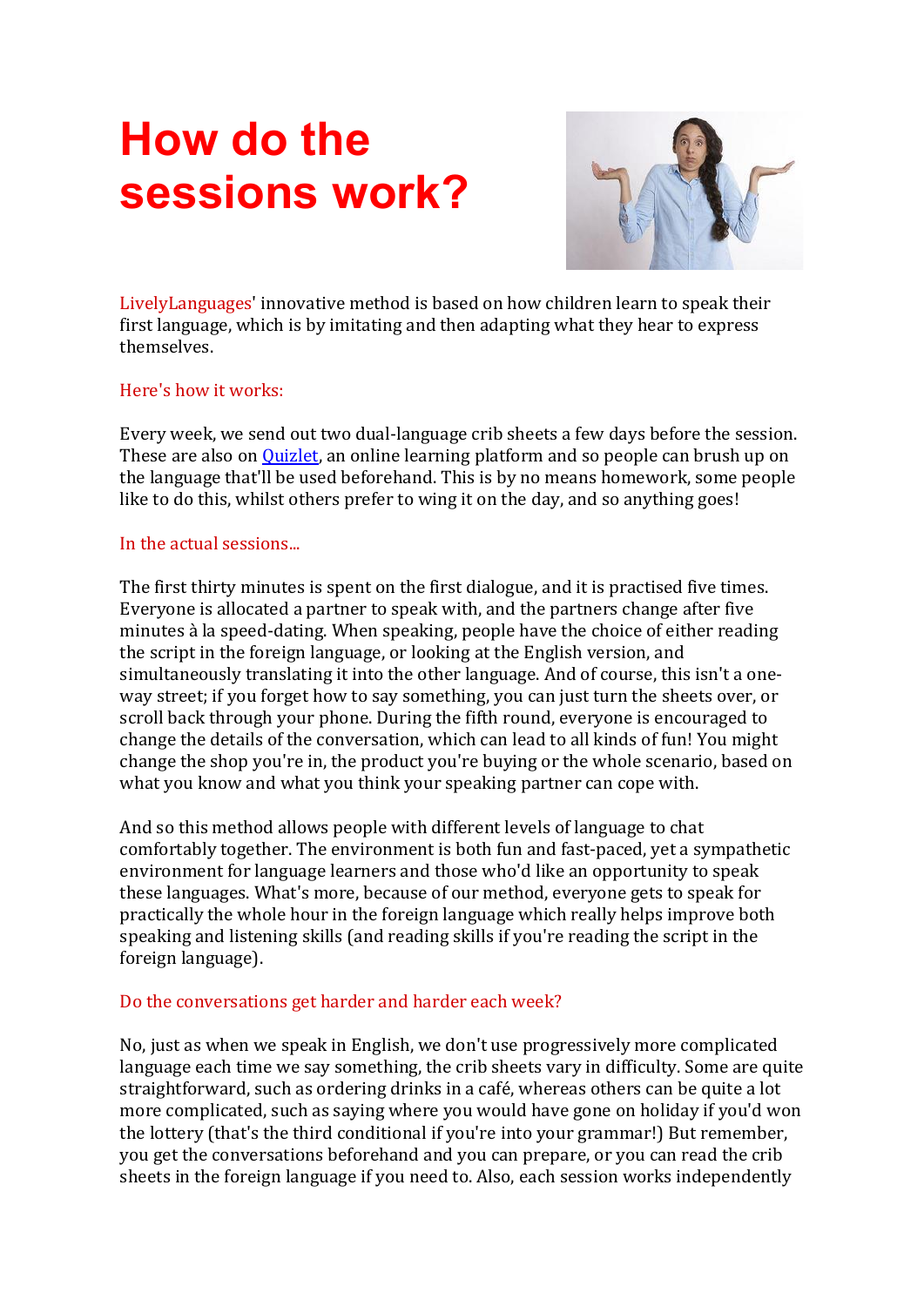# How do the sessions work?

LivelyLanguages' innovative method is based on how children learn to speak their first language, which is by imitating and then adapting what they hear to express themselves.

## Here's how it works:

Every week, we send out two dual-language crib sheets a few days before the session. These are also on [Quizlet](), an online learning platform and so people can brush up on the language that'll be used beforehand. This is by no means homework, some people like to do this, whilst others prefer to wing it on the day, and so anything goes!

## In the actual sessions...

The first thirty minutes is spent on the first dialogue, and it is practised five times. Everyone is allocated a partner to speak with, and the partners change after five minutes à la speed-dating. When speaking, people have the choice of either reading the script in the foreign language, or looking at the English version, and simultaneously translating it into the other language. And of course, this isn't a one-way street; if you forget how to say something, you can just turn the sheets over, or scroll back through your phone. During the fifth round, everyone is encouraged to change the details of the conversation, which can lead to all kinds of fun! You might change the shop you're in, the product you're buying or the whole scenario, based on what you know and what you think your speaking partner can cope with.

And so this method allows people with different levels of language to chat comfortably together. The environment is both fun and fast-paced, yet a sympathetic environment for language learners and those who'd like an opportunity to speak these languages. What's more, because of our method, everyone gets to speak for practically the whole hour in the foreign language which really helps improve both speaking and listening skills (and reading skills if you're reading the script in the foreign language).

## Do the conversations get harder and harder each week?

No, just as when we speak in English, we don't use progressively more complicated language each time we say something, the crib sheets vary in difficulty. Some are quite straightforward, such as ordering drinks in a café, whereas others can be quite a lot more complicated, such as saying where you would have gone on holiday if you'd won the lottery (that's the third conditional if you're into your grammar!) But remember, you get the conversations beforehand and you can prepare, or you can read the crib sheets in the foreign language if you need to. Also, each session works independently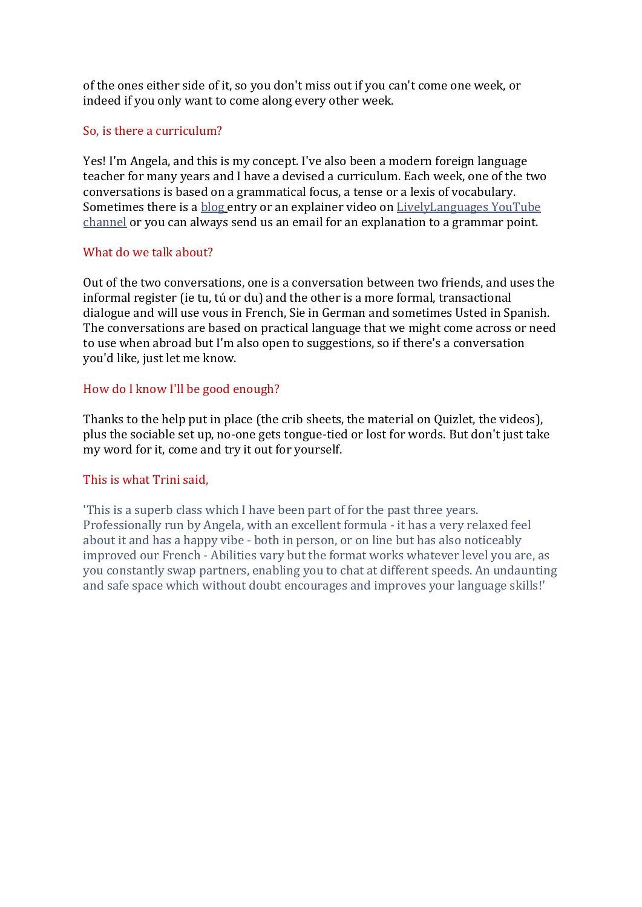of the ones either side of it, so you don't miss out if you can't come one week, or indeed if you only want to come along every other week.

## So, is there a curriculum?

Yes! I'm Angela, and this is my concept. I've also been a modern foreign language teacher for many years and I have a devised a curriculum. Each week, one of the two conversations is based on a grammatical focus, a tense or a lexis of vocabulary. Sometimes there is a [blog ]entry or an explainer video on [LivelyLanguages YouTube channel] or you can always send us an email for an explanation to a grammar point.

## What do we talk about?

Out of the two conversations, one is a conversation between two friends, and uses the informal register (ie tu, tú or du) and the other is a more formal, transactional dialogue and will use vous in French, Sie in German and sometimes Usted in Spanish. The conversations are based on practical language that we might come across or need to use when abroad but I'm also open to suggestions, so if there's a conversation you'd like, just let me know.

## How do I know I'll be good enough?

Thanks to the help put in place (the crib sheets, the material on Quizlet, the videos), plus the sociable set up, no-one gets tongue-tied or lost for words. But don't just take my word for it, come and try it out for yourself.

## This is what Trini said,

'This is a superb class which I have been part of for the past three years. Professionally run by Angela, with an excellent formula - it has a very relaxed feel about it and has a happy vibe - both in person, or on line but has also noticeably improved our French - Abilities vary but the format works whatever level you are, as you constantly swap partners, enabling you to chat at different speeds. An undaunting and safe space which without doubt encourages and improves your language skills!'